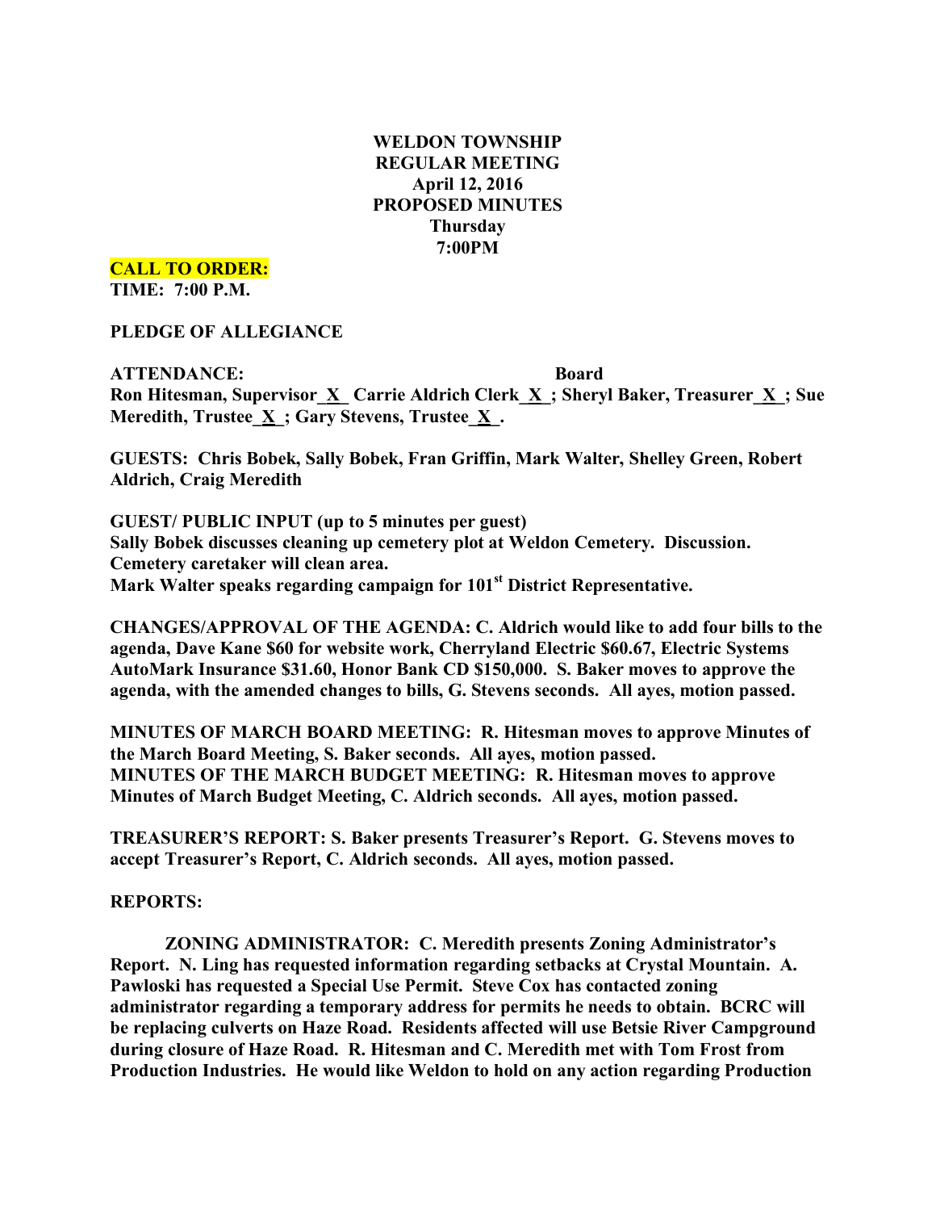**WELDON TOWNSHIP**
**REGULAR MEETING**
**April 12, 2016**
**PROPOSED MINUTES**
**Thursday**
**7:00PM**

**CALL TO ORDER:**
**TIME: 7:00 P.M.**

**PLEDGE OF ALLEGIANCE**

**ATTENDANCE: Board**
**Ron Hitesman, Supervisor_X_ Carrie Aldrich Clerk_X_; Sheryl Baker, Treasurer_X_; Sue Meredith, Trustee_X_; Gary Stevens, Trustee_X_.**

**GUESTS: Chris Bobek, Sally Bobek, Fran Griffin, Mark Walter, Shelley Green, Robert Aldrich, Craig Meredith**

**GUEST/ PUBLIC INPUT (up to 5 minutes per guest)**
**Sally Bobek discusses cleaning up cemetery plot at Weldon Cemetery. Discussion. Cemetery caretaker will clean area.**
**Mark Walter speaks regarding campaign for 101st District Representative.**

**CHANGES/APPROVAL OF THE AGENDA: C. Aldrich would like to add four bills to the agenda, Dave Kane $60 for website work, Cherryland Electric $60.67, Electric Systems AutoMark Insurance $31.60, Honor Bank CD $150,000. S. Baker moves to approve the agenda, with the amended changes to bills, G. Stevens seconds. All ayes, motion passed.**

**MINUTES OF MARCH BOARD MEETING: R. Hitesman moves to approve Minutes of the March Board Meeting, S. Baker seconds. All ayes, motion passed.**
**MINUTES OF THE MARCH BUDGET MEETING: R. Hitesman moves to approve Minutes of March Budget Meeting, C. Aldrich seconds. All ayes, motion passed.**

**TREASURER'S REPORT: S. Baker presents Treasurer's Report. G. Stevens moves to accept Treasurer's Report, C. Aldrich seconds. All ayes, motion passed.**

**REPORTS:**

**ZONING ADMINISTRATOR: C. Meredith presents Zoning Administrator's Report. N. Ling has requested information regarding setbacks at Crystal Mountain. A. Pawloski has requested a Special Use Permit. Steve Cox has contacted zoning administrator regarding a temporary address for permits he needs to obtain. BCRC will be replacing culverts on Haze Road. Residents affected will use Betsie River Campground during closure of Haze Road. R. Hitesman and C. Meredith met with Tom Frost from Production Industries. He would like Weldon to hold on any action regarding Production**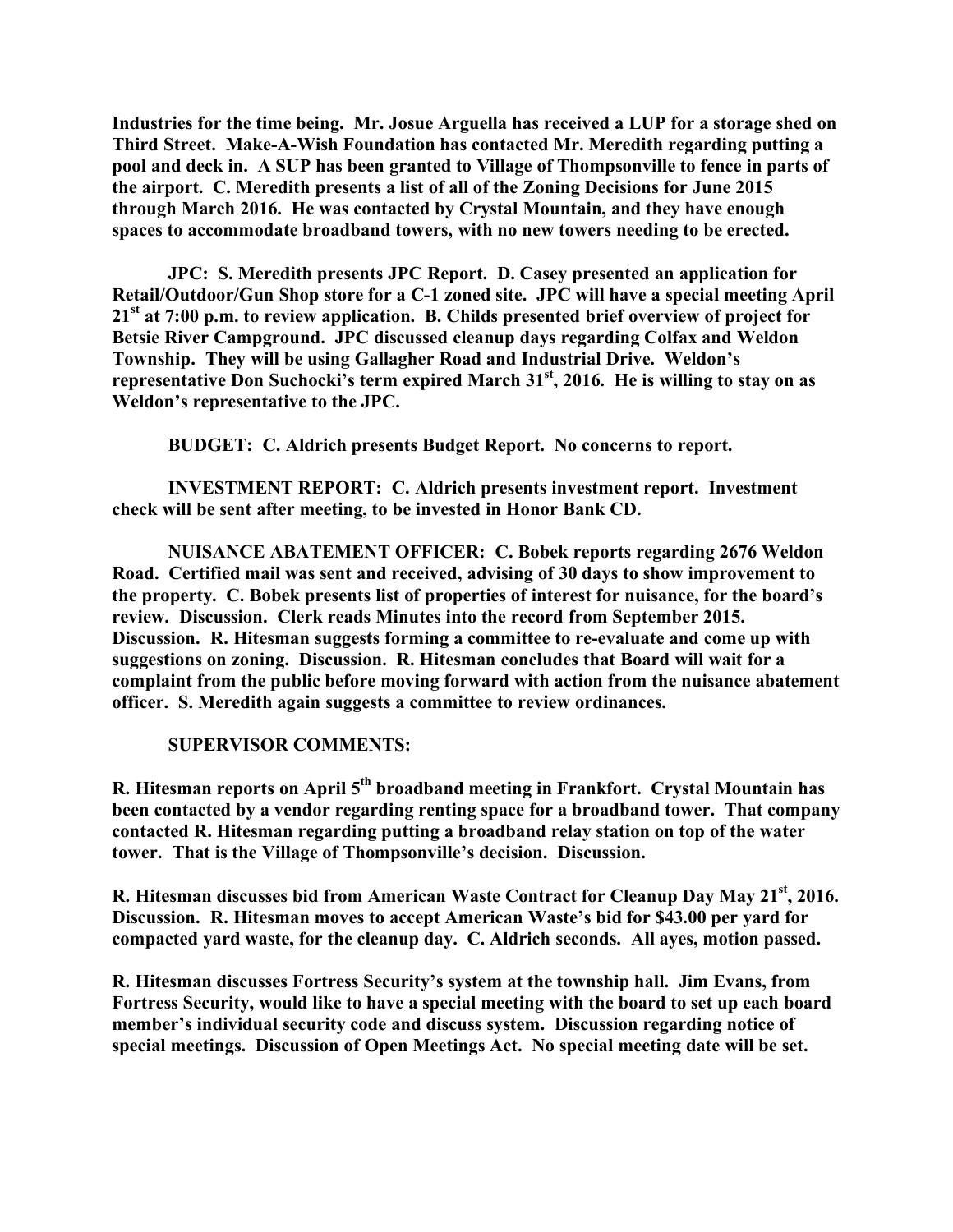**Industries for the time being. Mr. Josue Arguella has received a LUP for a storage shed on Third Street. Make-A-Wish Foundation has contacted Mr. Meredith regarding putting a pool and deck in. A SUP has been granted to Village of Thompsonville to fence in parts of the airport. C. Meredith presents a list of all of the Zoning Decisions for June 2015 through March 2016. He was contacted by Crystal Mountain, and they have enough spaces to accommodate broadband towers, with no new towers needing to be erected.**

**JPC: S. Meredith presents JPC Report. D. Casey presented an application for Retail/Outdoor/Gun Shop store for a C-1 zoned site. JPC will have a special meeting April 21st at 7:00 p.m. to review application. B. Childs presented brief overview of project for Betsie River Campground. JPC discussed cleanup days regarding Colfax and Weldon Township. They will be using Gallagher Road and Industrial Drive. Weldon's representative Don Suchocki's term expired March 31st, 2016. He is willing to stay on as Weldon's representative to the JPC.**

**BUDGET: C. Aldrich presents Budget Report. No concerns to report.**

**INVESTMENT REPORT: C. Aldrich presents investment report. Investment check will be sent after meeting, to be invested in Honor Bank CD.**

**NUISANCE ABATEMENT OFFICER: C. Bobek reports regarding 2676 Weldon Road. Certified mail was sent and received, advising of 30 days to show improvement to the property. C. Bobek presents list of properties of interest for nuisance, for the board's review. Discussion. Clerk reads Minutes into the record from September 2015. Discussion. R. Hitesman suggests forming a committee to re-evaluate and come up with suggestions on zoning. Discussion. R. Hitesman concludes that Board will wait for a complaint from the public before moving forward with action from the nuisance abatement officer. S. Meredith again suggests a committee to review ordinances.**

**SUPERVISOR COMMENTS:**

**R. Hitesman reports on April 5th broadband meeting in Frankfort. Crystal Mountain has been contacted by a vendor regarding renting space for a broadband tower. That company contacted R. Hitesman regarding putting a broadband relay station on top of the water tower. That is the Village of Thompsonville's decision. Discussion.**

**R. Hitesman discusses bid from American Waste Contract for Cleanup Day May 21st, 2016. Discussion. R. Hitesman moves to accept American Waste's bid for $43.00 per yard for compacted yard waste, for the cleanup day. C. Aldrich seconds. All ayes, motion passed.**

**R. Hitesman discusses Fortress Security's system at the township hall. Jim Evans, from Fortress Security, would like to have a special meeting with the board to set up each board member's individual security code and discuss system. Discussion regarding notice of special meetings. Discussion of Open Meetings Act. No special meeting date will be set.**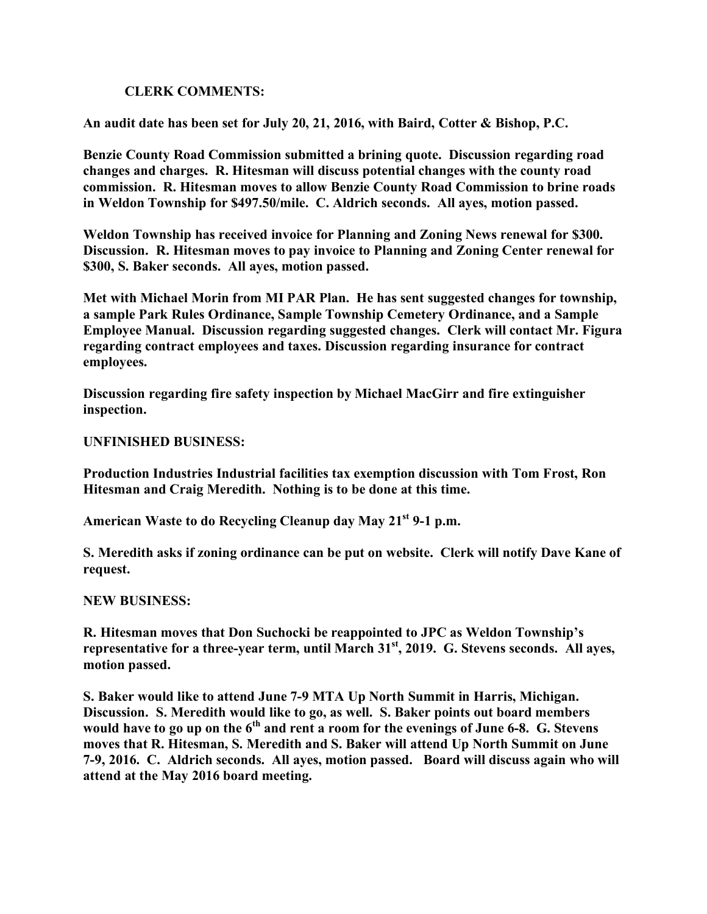**CLERK COMMENTS:**

**An audit date has been set for July 20, 21, 2016, with Baird, Cotter & Bishop, P.C.**

**Benzie County Road Commission submitted a brining quote. Discussion regarding road changes and charges. R. Hitesman will discuss potential changes with the county road commission. R. Hitesman moves to allow Benzie County Road Commission to brine roads in Weldon Township for $497.50/mile. C. Aldrich seconds. All ayes, motion passed.**

**Weldon Township has received invoice for Planning and Zoning News renewal for $300. Discussion. R. Hitesman moves to pay invoice to Planning and Zoning Center renewal for $300, S. Baker seconds. All ayes, motion passed.**

**Met with Michael Morin from MI PAR Plan. He has sent suggested changes for township, a sample Park Rules Ordinance, Sample Township Cemetery Ordinance, and a Sample Employee Manual. Discussion regarding suggested changes. Clerk will contact Mr. Figura regarding contract employees and taxes. Discussion regarding insurance for contract employees.**

**Discussion regarding fire safety inspection by Michael MacGirr and fire extinguisher inspection.**

**UNFINISHED BUSINESS:**

**Production Industries Industrial facilities tax exemption discussion with Tom Frost, Ron Hitesman and Craig Meredith. Nothing is to be done at this time.**

**American Waste to do Recycling Cleanup day May 21st 9-1 p.m.**

**S. Meredith asks if zoning ordinance can be put on website. Clerk will notify Dave Kane of request.**

**NEW BUSINESS:**

**R. Hitesman moves that Don Suchocki be reappointed to JPC as Weldon Township's representative for a three-year term, until March 31st, 2019. G. Stevens seconds. All ayes, motion passed.**

**S. Baker would like to attend June 7-9 MTA Up North Summit in Harris, Michigan. Discussion. S. Meredith would like to go, as well. S. Baker points out board members would have to go up on the 6th and rent a room for the evenings of June 6-8. G. Stevens moves that R. Hitesman, S. Meredith and S. Baker will attend Up North Summit on June 7-9, 2016. C. Aldrich seconds. All ayes, motion passed. Board will discuss again who will attend at the May 2016 board meeting.**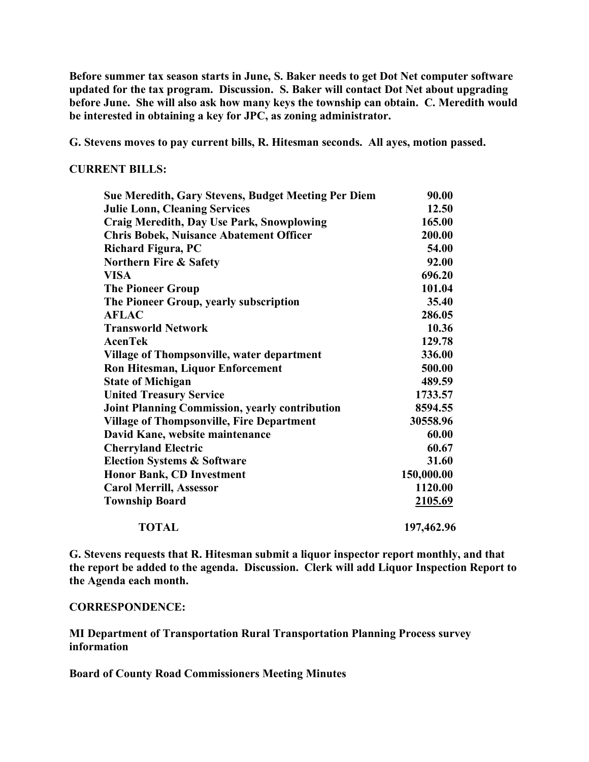**Before summer tax season starts in June, S. Baker needs to get Dot Net computer software updated for the tax program. Discussion. S. Baker will contact Dot Net about upgrading before June. She will also ask how many keys the township can obtain. C. Meredith would be interested in obtaining a key for JPC, as zoning administrator.**

**G. Stevens moves to pay current bills, R. Hitesman seconds. All ayes, motion passed.**

**CURRENT BILLS:**

| | |
|---|---|
| **Sue Meredith, Gary Stevens, Budget Meeting Per Diem** | **90.00** |
| **Julie Lonn, Cleaning Services** | **12.50** |
| **Craig Meredith, Day Use Park, Snowplowing** | **165.00** |
| **Chris Bobek, Nuisance Abatement Officer** | **200.00** |
| **Richard Figura, PC** | **54.00** |
| **Northern Fire & Safety** | **92.00** |
| **VISA** | **696.20** |
| **The Pioneer Group** | **101.04** |
| **The Pioneer Group, yearly subscription** | **35.40** |
| **AFLAC** | **286.05** |
| **Transworld Network** | **10.36** |
| **AcenTek** | **129.78** |
| **Village of Thompsonville, water department** | **336.00** |
| **Ron Hitesman, Liquor Enforcement** | **500.00** |
| **State of Michigan** | **489.59** |
| **United Treasury Service** | **1733.57** |
| **Joint Planning Commission, yearly contribution** | **8594.55** |
| **Village of Thompsonville, Fire Department** | **30558.96** |
| **David Kane, website maintenance** | **60.00** |
| **Cherryland Electric** | **60.67** |
| **Election Systems & Software** | **31.60** |
| **Honor Bank, CD Investment** | **150,000.00** |
| **Carol Merrill, Assessor** | **1120.00** |
| **Township Board** | **2105.69** |
| **TOTAL** | **197,462.96** |

**G. Stevens requests that R. Hitesman submit a liquor inspector report monthly, and that the report be added to the agenda. Discussion. Clerk will add Liquor Inspection Report to the Agenda each month.**

**CORRESPONDENCE:**

**MI Department of Transportation Rural Transportation Planning Process survey information**

**Board of County Road Commissioners Meeting Minutes**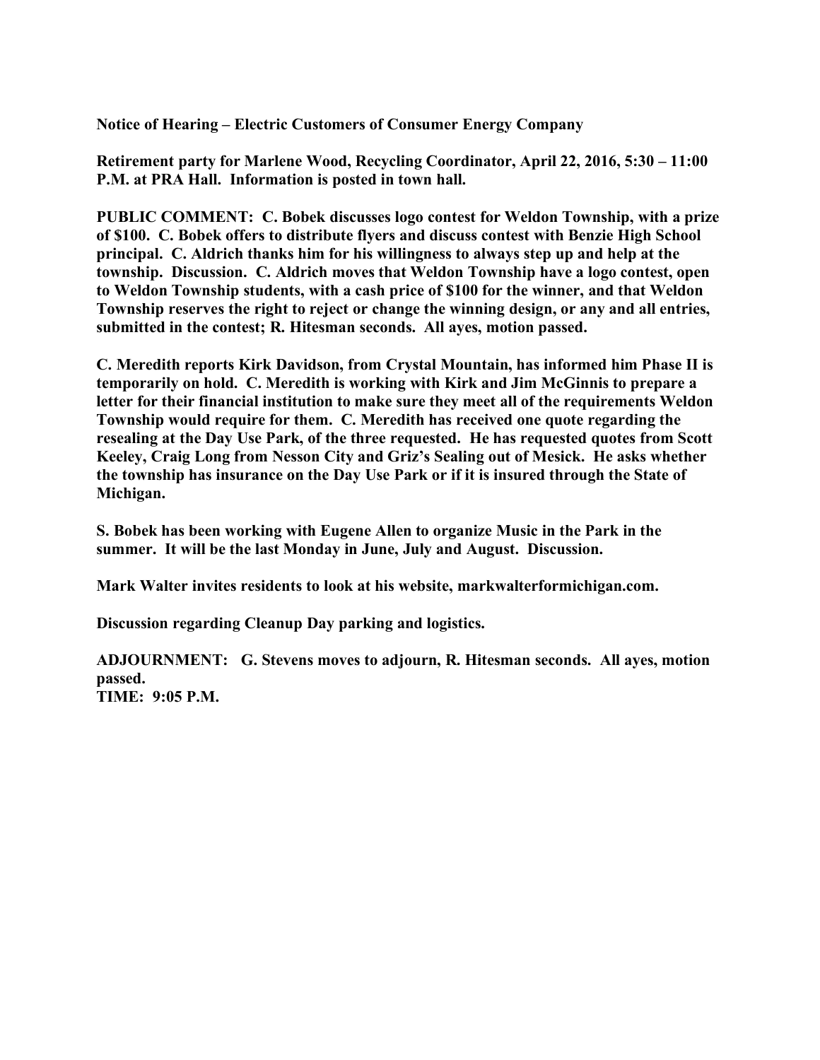**Notice of Hearing – Electric Customers of Consumer Energy Company**

**Retirement party for Marlene Wood, Recycling Coordinator, April 22, 2016, 5:30 – 11:00 P.M. at PRA Hall. Information is posted in town hall.**

**PUBLIC COMMENT: C. Bobek discusses logo contest for Weldon Township, with a prize of $100. C. Bobek offers to distribute flyers and discuss contest with Benzie High School principal. C. Aldrich thanks him for his willingness to always step up and help at the township. Discussion. C. Aldrich moves that Weldon Township have a logo contest, open to Weldon Township students, with a cash price of $100 for the winner, and that Weldon Township reserves the right to reject or change the winning design, or any and all entries, submitted in the contest; R. Hitesman seconds. All ayes, motion passed.**

**C. Meredith reports Kirk Davidson, from Crystal Mountain, has informed him Phase II is temporarily on hold. C. Meredith is working with Kirk and Jim McGinnis to prepare a letter for their financial institution to make sure they meet all of the requirements Weldon Township would require for them. C. Meredith has received one quote regarding the resealing at the Day Use Park, of the three requested. He has requested quotes from Scott Keeley, Craig Long from Nesson City and Griz's Sealing out of Mesick. He asks whether the township has insurance on the Day Use Park or if it is insured through the State of Michigan.**

**S. Bobek has been working with Eugene Allen to organize Music in the Park in the summer. It will be the last Monday in June, July and August. Discussion.**

**Mark Walter invites residents to look at his website, markwalterformichigan.com.**

**Discussion regarding Cleanup Day parking and logistics.**

**ADJOURNMENT: G. Stevens moves to adjourn, R. Hitesman seconds. All ayes, motion passed.**
**TIME: 9:05 P.M.**